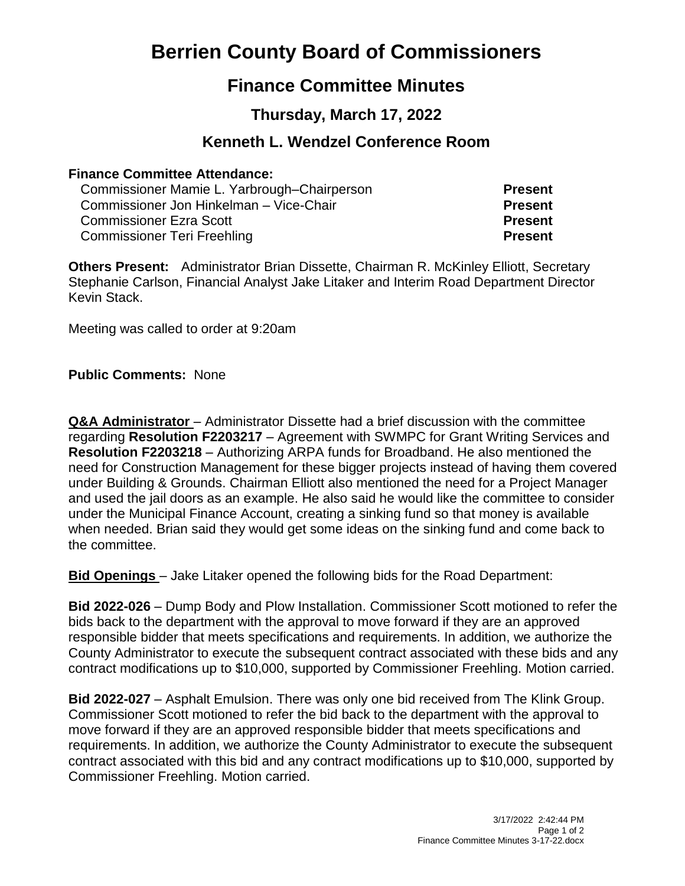# Berrien County Board of Commissioners

## Finance Committee Minutes

### Thursday, March 17, 2022

### Kenneth L. Wendzel Conference Room

**Finance Committee Attendance:**

| | |
|---|---|
| Commissioner Mamie L. Yarbrough–Chairperson | **Present** |
| Commissioner Jon Hinkelman – Vice-Chair | **Present** |
| Commissioner Ezra Scott | **Present** |
| Commissioner Teri Freehling | **Present** |

**Others Present:** Administrator Brian Dissette, Chairman R. McKinley Elliott, Secretary Stephanie Carlson, Financial Analyst Jake Litaker and Interim Road Department Director Kevin Stack.

Meeting was called to order at 9:20am

**Public Comments:** None

**Q&A Administrator** – Administrator Dissette had a brief discussion with the committee regarding **Resolution F2203217** – Agreement with SWMPC for Grant Writing Services and **Resolution F2203218** – Authorizing ARPA funds for Broadband. He also mentioned the need for Construction Management for these bigger projects instead of having them covered under Building & Grounds. Chairman Elliott also mentioned the need for a Project Manager and used the jail doors as an example. He also said he would like the committee to consider under the Municipal Finance Account, creating a sinking fund so that money is available when needed. Brian said they would get some ideas on the sinking fund and come back to the committee.

**Bid Openings** – Jake Litaker opened the following bids for the Road Department:

**Bid 2022-026** – Dump Body and Plow Installation. Commissioner Scott motioned to refer the bids back to the department with the approval to move forward if they are an approved responsible bidder that meets specifications and requirements. In addition, we authorize the County Administrator to execute the subsequent contract associated with these bids and any contract modifications up to $10,000, supported by Commissioner Freehling. Motion carried.

**Bid 2022-027** – Asphalt Emulsion. There was only one bid received from The Klink Group. Commissioner Scott motioned to refer the bid back to the department with the approval to move forward if they are an approved responsible bidder that meets specifications and requirements. In addition, we authorize the County Administrator to execute the subsequent contract associated with this bid and any contract modifications up to $10,000, supported by Commissioner Freehling. Motion carried.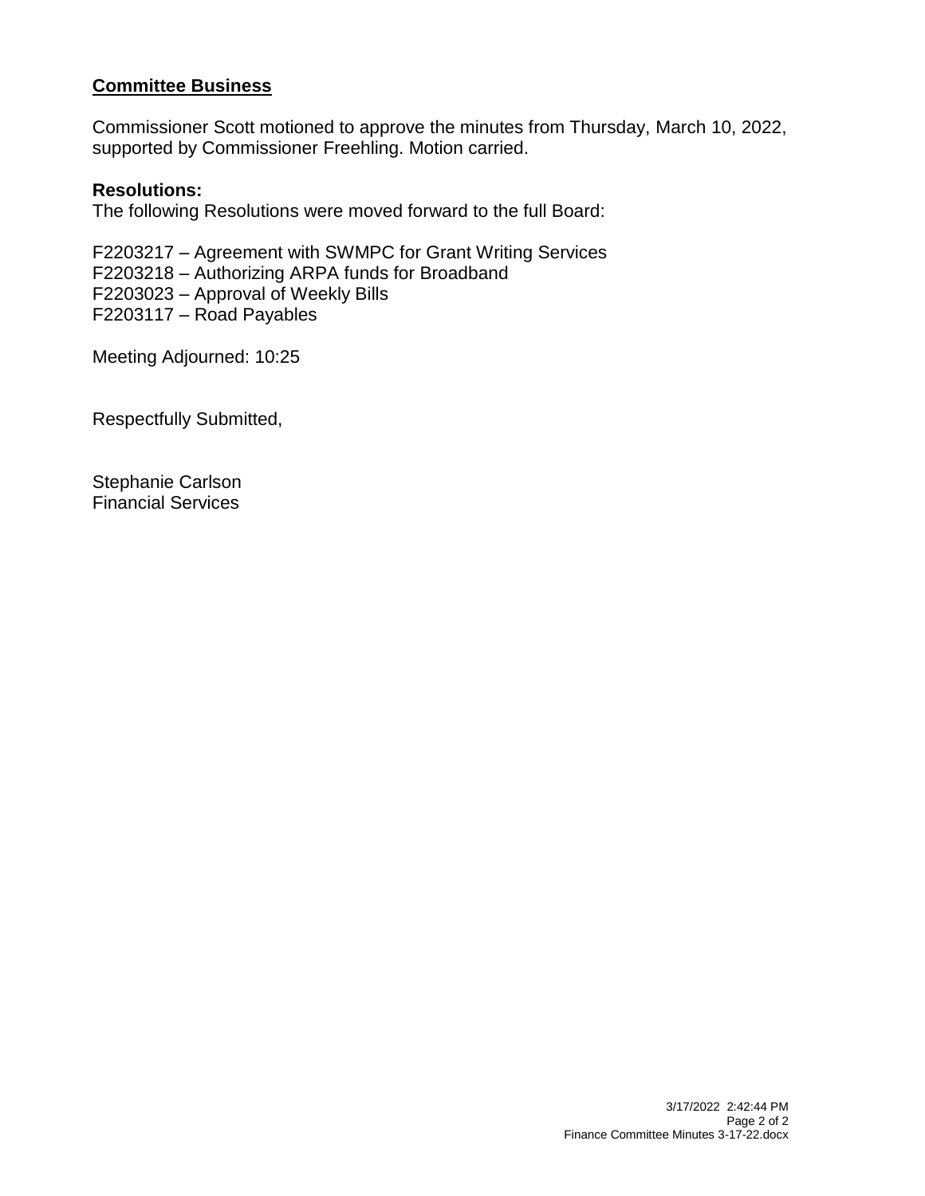## Committee Business

Commissioner Scott motioned to approve the minutes from Thursday, March 10, 2022, supported by Commissioner Freehling. Motion carried.

**Resolutions:**

The following Resolutions were moved forward to the full Board:

F2203217 – Agreement with SWMPC for Grant Writing Services
F2203218 – Authorizing ARPA funds for Broadband
F2203023 – Approval of Weekly Bills
F2203117 – Road Payables

Meeting Adjourned: 10:25

Respectfully Submitted,

Stephanie Carlson
Financial Services